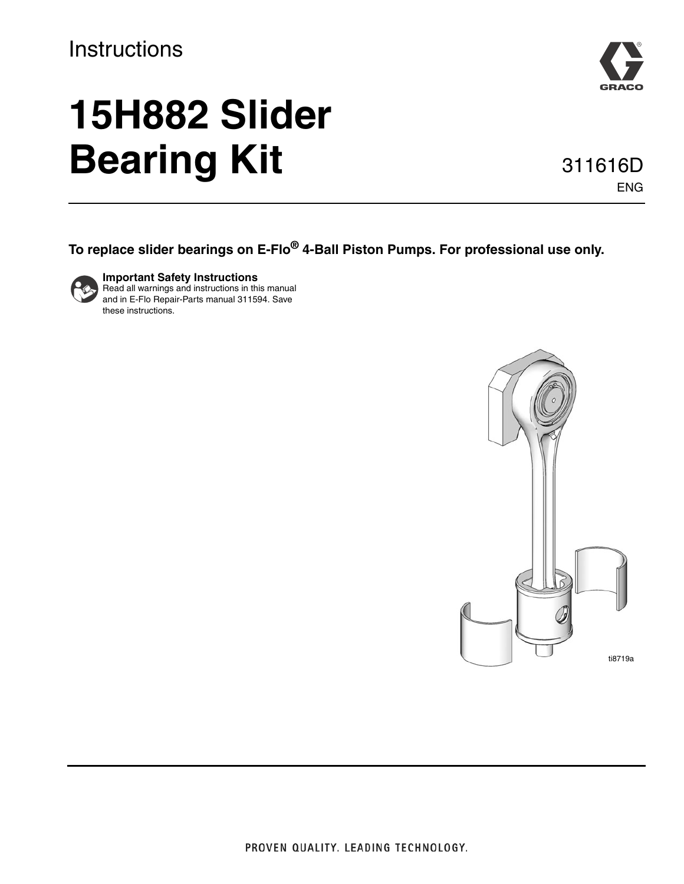Instructions

# 15H882 Slider Bearing Kit

311616D

ENG

**To replace slider bearings on E-Flo® 4-Ball Piston Pumps. For professional use only.**

**Important Safety Instructions**
Read all warnings and instructions in this manual and in E-Flo Repair-Parts manual 311594. Save these instructions.

ti8719a

PROVEN QUALITY. LEADING TECHNOLOGY.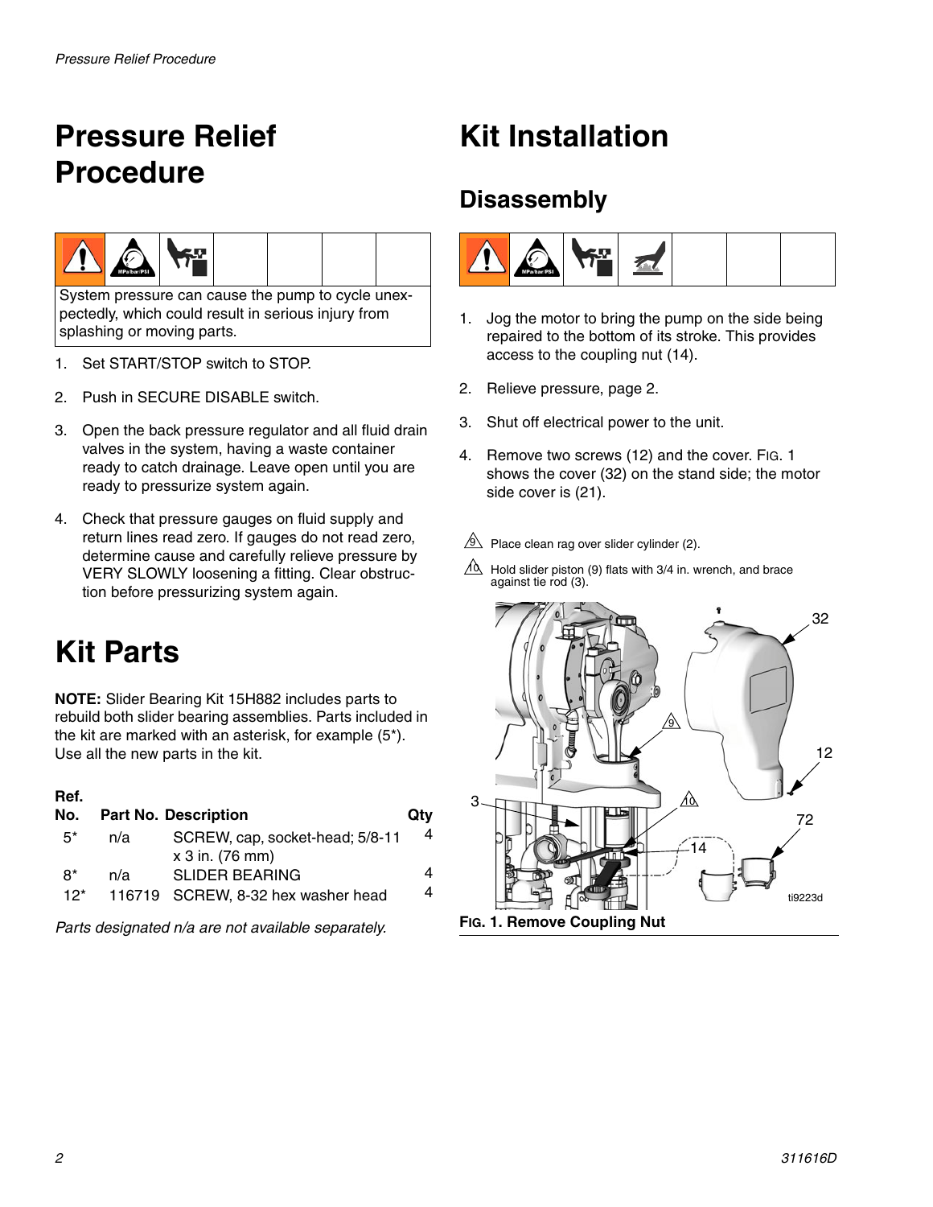# Pressure Relief Procedure

System pressure can cause the pump to cycle unexpectedly, which could result in serious injury from splashing or moving parts.

1. Set START/STOP switch to STOP.
2. Push in SECURE DISABLE switch.
3. Open the back pressure regulator and all fluid drain valves in the system, having a waste container ready to catch drainage. Leave open until you are ready to pressurize system again.
4. Check that pressure gauges on fluid supply and return lines read zero. If gauges do not read zero, determine cause and carefully relieve pressure by VERY SLOWLY loosening a fitting. Clear obstruction before pressurizing system again.

# Kit Parts

**NOTE:** Slider Bearing Kit 15H882 includes parts to rebuild both slider bearing assemblies. Parts included in the kit are marked with an asterisk, for example (5*). Use all the new parts in the kit.

| Ref. No. | Part No. | Description | Qty |
|---|---|---|---|
| 5* | n/a | SCREW, cap, socket-head; 5/8-11 x 3 in. (76 mm) | 4 |
| 8* | n/a | SLIDER BEARING | 4 |
| 12* | 116719 | SCREW, 8-32 hex washer head | 4 |

*Parts designated n/a are not available separately.*

# Kit Installation

## Disassembly

1. Jog the motor to bring the pump on the side being repaired to the bottom of its stroke. This provides access to the coupling nut (14).
2. Relieve pressure, page 2.
3. Shut off electrical power to the unit.
4. Remove two screws (12) and the cover. FIG. 1 shows the cover (32) on the stand side; the motor side cover is (21).

9 Place clean rag over slider cylinder (2).

10 Hold slider piston (9) flats with 3/4 in. wrench, and brace against tie rod (3).

**FIG. 1. Remove Coupling Nut**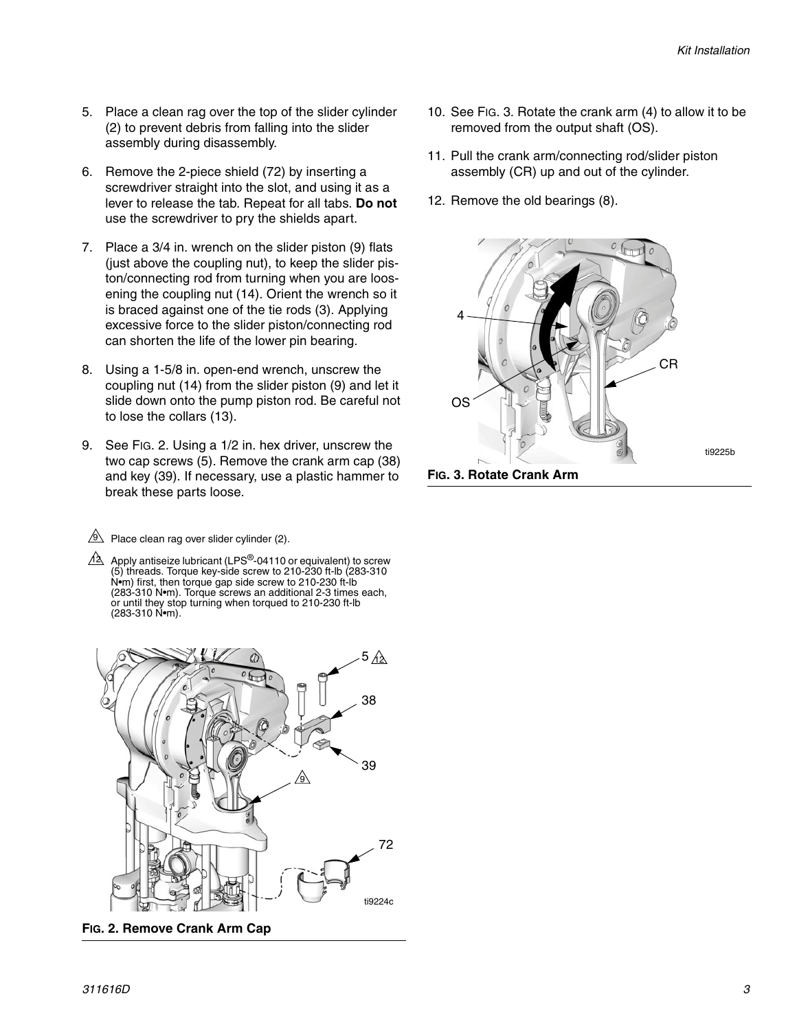5. Place a clean rag over the top of the slider cylinder (2) to prevent debris from falling into the slider assembly during disassembly.

6. Remove the 2-piece shield (72) by inserting a screwdriver straight into the slot, and using it as a lever to release the tab. Repeat for all tabs. **Do not** use the screwdriver to pry the shields apart.

7. Place a 3/4 in. wrench on the slider piston (9) flats (just above the coupling nut), to keep the slider piston/connecting rod from turning when you are loosening the coupling nut (14). Orient the wrench so it is braced against one of the tie rods (3). Applying excessive force to the slider piston/connecting rod can shorten the life of the lower pin bearing.

8. Using a 1-5/8 in. open-end wrench, unscrew the coupling nut (14) from the slider piston (9) and let it slide down onto the pump piston rod. Be careful not to lose the collars (13).

9. See FIG. 2. Using a 1/2 in. hex driver, unscrew the two cap screws (5). Remove the crank arm cap (38) and key (39). If necessary, use a plastic hammer to break these parts loose.

9 Place clean rag over slider cylinder (2).

12 Apply antiseize lubricant (LPS®-04110 or equivalent) to screw (5) threads. Torque key-side screw to 210-230 ft-lb (283-310 N•m) first, then torque gap side screw to 210-230 ft-lb (283-310 N•m). Torque screws an additional 2-3 times each, or until they stop turning when torqued to 210-230 ft-lb (283-310 N•m).

**FIG. 2. Remove Crank Arm Cap**

10. See FIG. 3. Rotate the crank arm (4) to allow it to be removed from the output shaft (OS).

11. Pull the crank arm/connecting rod/slider piston assembly (CR) up and out of the cylinder.

12. Remove the old bearings (8).

**FIG. 3. Rotate Crank Arm**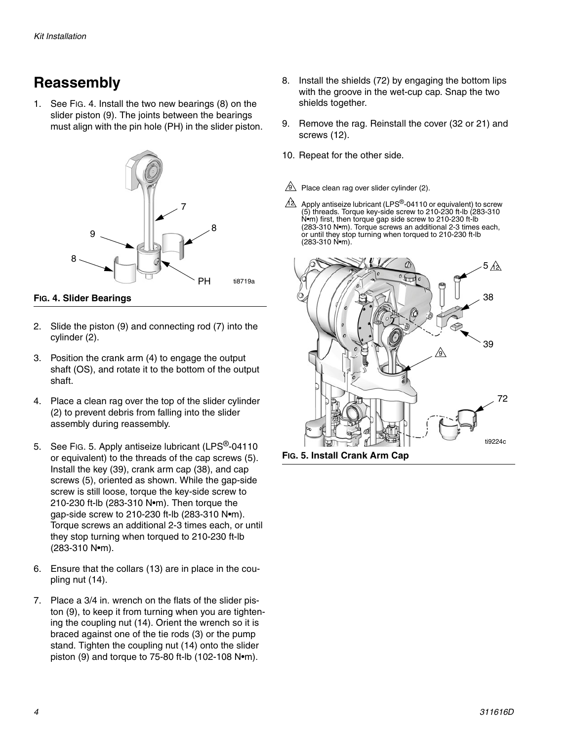## Reassembly

1. See FIG. 4. Install the two new bearings (8) on the slider piston (9). The joints between the bearings must align with the pin hole (PH) in the slider piston.

**FIG. 4. Slider Bearings**

2. Slide the piston (9) and connecting rod (7) into the cylinder (2).
3. Position the crank arm (4) to engage the output shaft (OS), and rotate it to the bottom of the output shaft.
4. Place a clean rag over the top of the slider cylinder (2) to prevent debris from falling into the slider assembly during reassembly.
5. See FIG. 5. Apply antiseize lubricant (LPS®-04110 or equivalent) to the threads of the cap screws (5). Install the key (39), crank arm cap (38), and cap screws (5), oriented as shown. While the gap-side screw is still loose, torque the key-side screw to 210-230 ft-lb (283-310 N•m). Then torque the gap-side screw to 210-230 ft-lb (283-310 N•m). Torque screws an additional 2-3 times each, or until they stop turning when torqued to 210-230 ft-lb (283-310 N•m).
6. Ensure that the collars (13) are in place in the coupling nut (14).
7. Place a 3/4 in. wrench on the flats of the slider piston (9), to keep it from turning when you are tightening the coupling nut (14). Orient the wrench so it is braced against one of the tie rods (3) or the pump stand. Tighten the coupling nut (14) onto the slider piston (9) and torque to 75-80 ft-lb (102-108 N•m).
8. Install the shields (72) by engaging the bottom lips with the groove in the wet-cup cap. Snap the two shields together.
9. Remove the rag. Reinstall the cover (32 or 21) and screws (12).
10. Repeat for the other side.

9 Place clean rag over slider cylinder (2).

12 Apply antiseize lubricant (LPS®-04110 or equivalent) to screw (5) threads. Torque key-side screw to 210-230 ft-lb (283-310 N•m) first, then torque gap side screw to 210-230 ft-lb (283-310 N•m). Torque screws an additional 2-3 times each, or until they stop turning when torqued to 210-230 ft-lb (283-310 N•m).

**FIG. 5. Install Crank Arm Cap**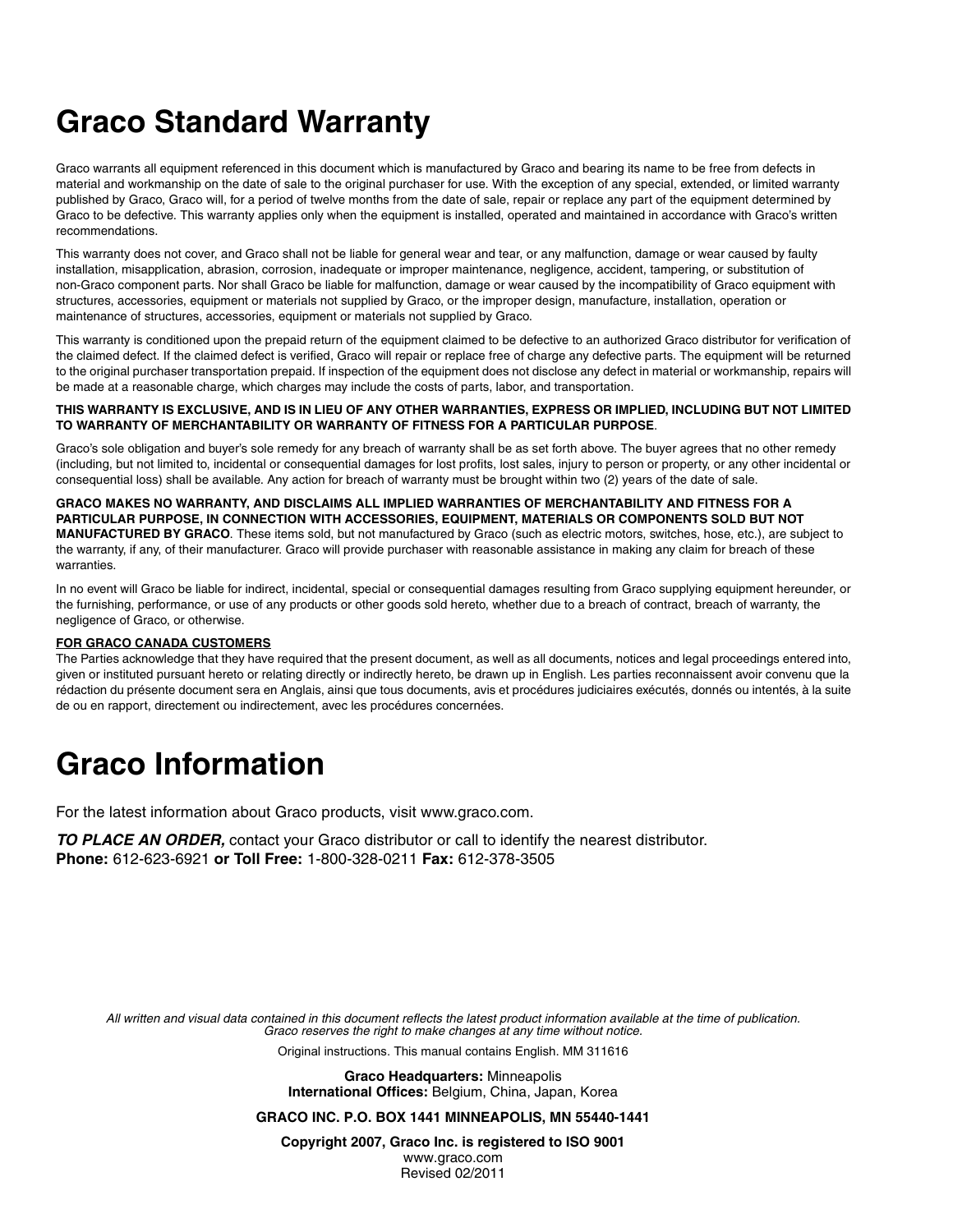# Graco Standard Warranty

Graco warrants all equipment referenced in this document which is manufactured by Graco and bearing its name to be free from defects in material and workmanship on the date of sale to the original purchaser for use. With the exception of any special, extended, or limited warranty published by Graco, Graco will, for a period of twelve months from the date of sale, repair or replace any part of the equipment determined by Graco to be defective. This warranty applies only when the equipment is installed, operated and maintained in accordance with Graco's written recommendations.

This warranty does not cover, and Graco shall not be liable for general wear and tear, or any malfunction, damage or wear caused by faulty installation, misapplication, abrasion, corrosion, inadequate or improper maintenance, negligence, accident, tampering, or substitution of non-Graco component parts. Nor shall Graco be liable for malfunction, damage or wear caused by the incompatibility of Graco equipment with structures, accessories, equipment or materials not supplied by Graco, or the improper design, manufacture, installation, operation or maintenance of structures, accessories, equipment or materials not supplied by Graco.

This warranty is conditioned upon the prepaid return of the equipment claimed to be defective to an authorized Graco distributor for verification of the claimed defect. If the claimed defect is verified, Graco will repair or replace free of charge any defective parts. The equipment will be returned to the original purchaser transportation prepaid. If inspection of the equipment does not disclose any defect in material or workmanship, repairs will be made at a reasonable charge, which charges may include the costs of parts, labor, and transportation.

**THIS WARRANTY IS EXCLUSIVE, AND IS IN LIEU OF ANY OTHER WARRANTIES, EXPRESS OR IMPLIED, INCLUDING BUT NOT LIMITED TO WARRANTY OF MERCHANTABILITY OR WARRANTY OF FITNESS FOR A PARTICULAR PURPOSE**.

Graco's sole obligation and buyer's sole remedy for any breach of warranty shall be as set forth above. The buyer agrees that no other remedy (including, but not limited to, incidental or consequential damages for lost profits, lost sales, injury to person or property, or any other incidental or consequential loss) shall be available. Any action for breach of warranty must be brought within two (2) years of the date of sale.

**GRACO MAKES NO WARRANTY, AND DISCLAIMS ALL IMPLIED WARRANTIES OF MERCHANTABILITY AND FITNESS FOR A PARTICULAR PURPOSE, IN CONNECTION WITH ACCESSORIES, EQUIPMENT, MATERIALS OR COMPONENTS SOLD BUT NOT MANUFACTURED BY GRACO**. These items sold, but not manufactured by Graco (such as electric motors, switches, hose, etc.), are subject to the warranty, if any, of their manufacturer. Graco will provide purchaser with reasonable assistance in making any claim for breach of these warranties.

In no event will Graco be liable for indirect, incidental, special or consequential damages resulting from Graco supplying equipment hereunder, or the furnishing, performance, or use of any products or other goods sold hereto, whether due to a breach of contract, breach of warranty, the negligence of Graco, or otherwise.

**FOR GRACO CANADA CUSTOMERS**

The Parties acknowledge that they have required that the present document, as well as all documents, notices and legal proceedings entered into, given or instituted pursuant hereto or relating directly or indirectly hereto, be drawn up in English. Les parties reconnaissent avoir convenu que la rédaction du présente document sera en Anglais, ainsi que tous documents, avis et procédures judiciaires exécutés, donnés ou intentés, à la suite de ou en rapport, directement ou indirectement, avec les procédures concernées.

# Graco Information

For the latest information about Graco products, visit www.graco.com.

***TO PLACE AN ORDER,*** contact your Graco distributor or call to identify the nearest distributor.
**Phone:** 612-623-6921 **or Toll Free:** 1-800-328-0211 **Fax:** 612-378-3505

*All written and visual data contained in this document reflects the latest product information available at the time of publication. Graco reserves the right to make changes at any time without notice.*

Original instructions. This manual contains English. MM 311616

**Graco Headquarters:** Minneapolis
**International Offices:** Belgium, China, Japan, Korea

**GRACO INC. P.O. BOX 1441 MINNEAPOLIS, MN 55440-1441**

**Copyright 2007, Graco Inc. is registered to ISO 9001**
www.graco.com
Revised 02/2011